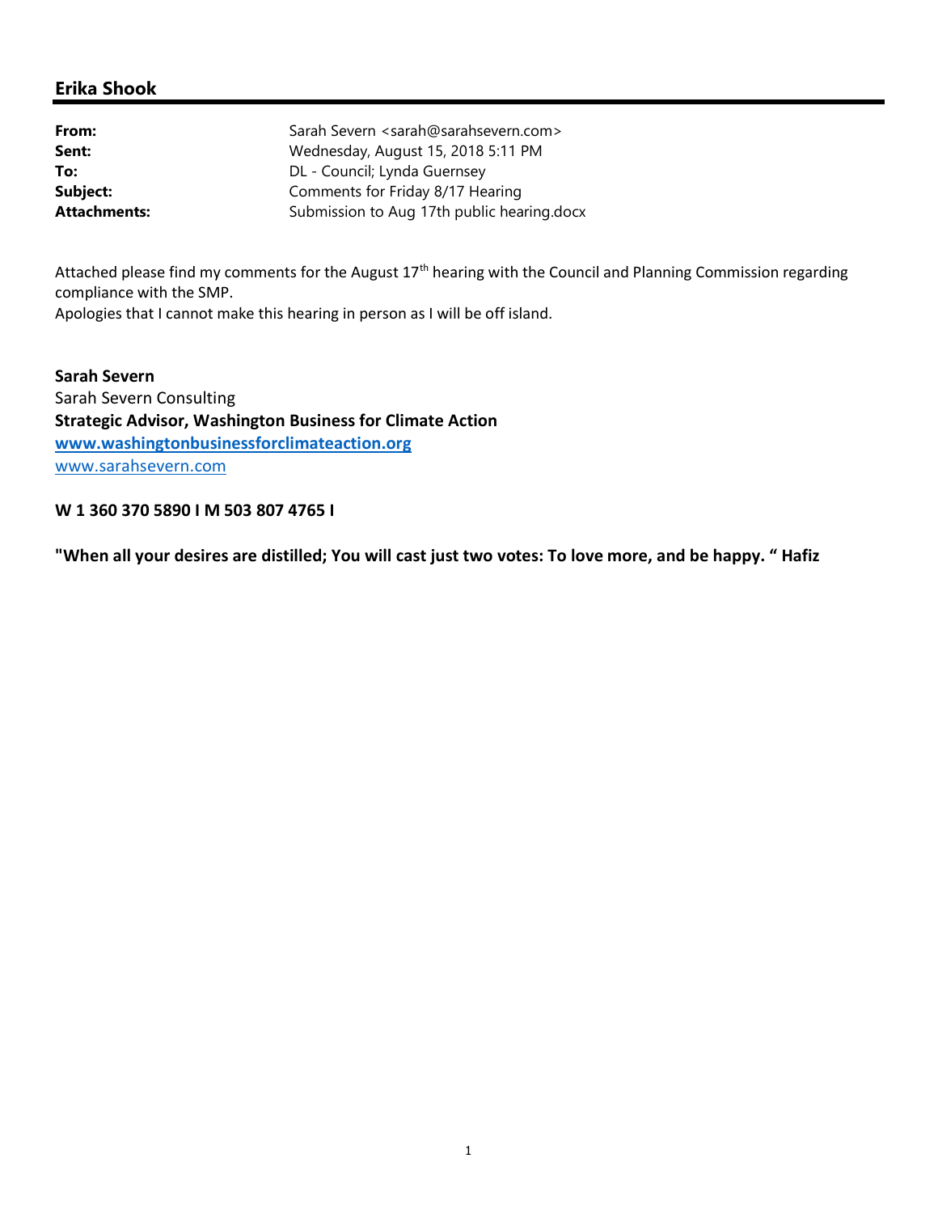## Erika Shook

| | |
|---|---|
| **From:** | Sarah Severn <sarah@sarahsevern.com> |
| **Sent:** | Wednesday, August 15, 2018 5:11 PM |
| **To:** | DL - Council; Lynda Guernsey |
| **Subject:** | Comments for Friday 8/17 Hearing |
| **Attachments:** | Submission to Aug 17th public hearing.docx |

Attached please find my comments for the August 17th hearing with the Council and Planning Commission regarding compliance with the SMP.
Apologies that I cannot make this hearing in person as I will be off island.

**Sarah Severn**
Sarah Severn Consulting
**Strategic Advisor, Washington Business for Climate Action**
**www.washingtonbusinessforclimateaction.org**
www.sarahsevern.com

**W 1 360 370 5890 I M 503 807 4765 I**

**"When all your desires are distilled; You will cast just two votes: To love more, and be happy. " Hafiz**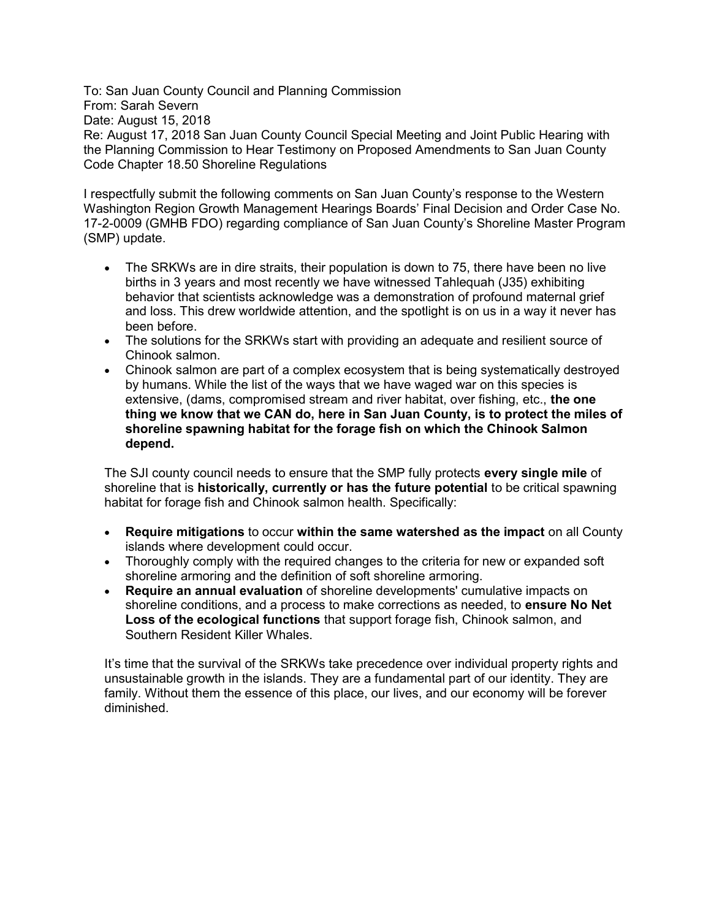To: San Juan County Council and Planning Commission
From: Sarah Severn
Date: August 15, 2018
Re: August 17, 2018 San Juan County Council Special Meeting and Joint Public Hearing with the Planning Commission to Hear Testimony on Proposed Amendments to San Juan County Code Chapter 18.50 Shoreline Regulations

I respectfully submit the following comments on San Juan County's response to the Western Washington Region Growth Management Hearings Boards' Final Decision and Order Case No. 17-2-0009 (GMHB FDO) regarding compliance of San Juan County's Shoreline Master Program (SMP) update.

- The SRKWs are in dire straits, their population is down to 75, there have been no live births in 3 years and most recently we have witnessed Tahlequah (J35) exhibiting behavior that scientists acknowledge was a demonstration of profound maternal grief and loss. This drew worldwide attention, and the spotlight is on us in a way it never has been before.
- The solutions for the SRKWs start with providing an adequate and resilient source of Chinook salmon.
- Chinook salmon are part of a complex ecosystem that is being systematically destroyed by humans. While the list of the ways that we have waged war on this species is extensive, (dams, compromised stream and river habitat, over fishing, etc., **the one thing we know that we CAN do, here in San Juan County, is to protect the miles of shoreline spawning habitat for the forage fish on which the Chinook Salmon depend.**

The SJI county council needs to ensure that the SMP fully protects **every single mile** of shoreline that is **historically, currently or has the future potential** to be critical spawning habitat for forage fish and Chinook salmon health. Specifically:

- **Require mitigations** to occur **within the same watershed as the impact** on all County islands where development could occur.
- Thoroughly comply with the required changes to the criteria for new or expanded soft shoreline armoring and the definition of soft shoreline armoring.
- **Require an annual evaluation** of shoreline developments' cumulative impacts on shoreline conditions, and a process to make corrections as needed, to **ensure No Net Loss of the ecological functions** that support forage fish, Chinook salmon, and Southern Resident Killer Whales.

It's time that the survival of the SRKWs take precedence over individual property rights and unsustainable growth in the islands. They are a fundamental part of our identity. They are family. Without them the essence of this place, our lives, and our economy will be forever diminished.